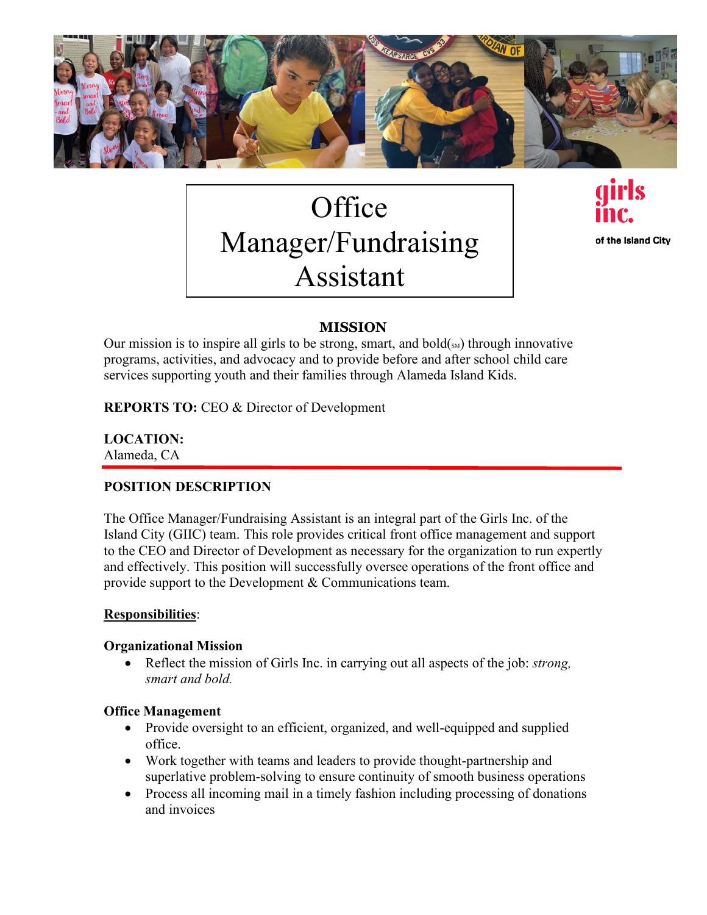# Office Manager/Fundraising Assistant

girls inc. of the Island City

## MISSION

Our mission is to inspire all girls to be strong, smart, and bold(SM) through innovative programs, activities, and advocacy and to provide before and after school child care services supporting youth and their families through Alameda Island Kids.

**REPORTS TO:** CEO & Director of Development

**LOCATION:**
Alameda, CA

## POSITION DESCRIPTION

The Office Manager/Fundraising Assistant is an integral part of the Girls Inc. of the Island City (GIIC) team. This role provides critical front office management and support to the CEO and Director of Development as necessary for the organization to run expertly and effectively. This position will successfully oversee operations of the front office and provide support to the Development & Communications team.

**Responsibilities**:

### Organizational Mission

- Reflect the mission of Girls Inc. in carrying out all aspects of the job: *strong, smart and bold.*

### Office Management

- Provide oversight to an efficient, organized, and well-equipped and supplied office.
- Work together with teams and leaders to provide thought-partnership and superlative problem-solving to ensure continuity of smooth business operations
- Process all incoming mail in a timely fashion including processing of donations and invoices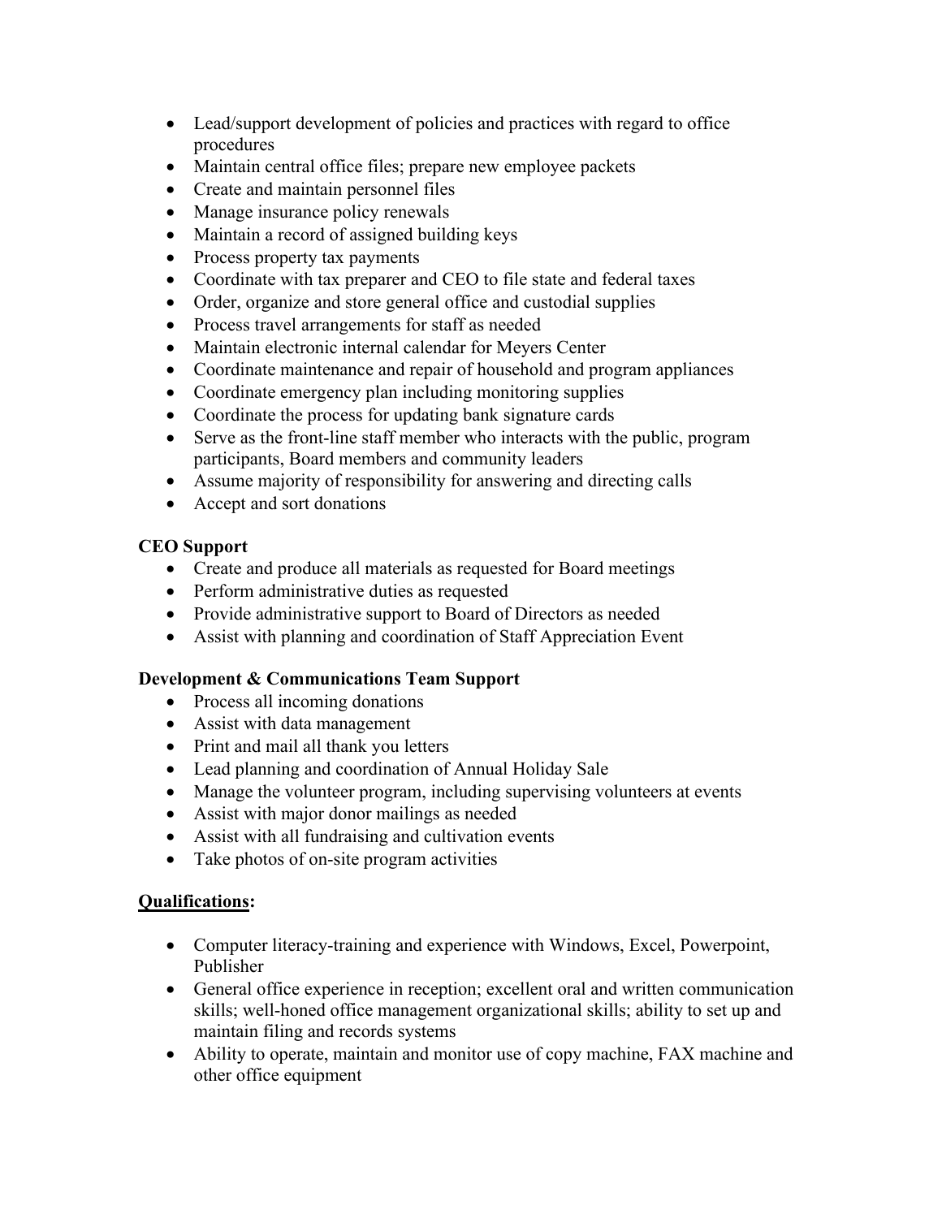- Lead/support development of policies and practices with regard to office procedures
- Maintain central office files; prepare new employee packets
- Create and maintain personnel files
- Manage insurance policy renewals
- Maintain a record of assigned building keys
- Process property tax payments
- Coordinate with tax preparer and CEO to file state and federal taxes
- Order, organize and store general office and custodial supplies
- Process travel arrangements for staff as needed
- Maintain electronic internal calendar for Meyers Center
- Coordinate maintenance and repair of household and program appliances
- Coordinate emergency plan including monitoring supplies
- Coordinate the process for updating bank signature cards
- Serve as the front-line staff member who interacts with the public, program participants, Board members and community leaders
- Assume majority of responsibility for answering and directing calls
- Accept and sort donations

**CEO Support**

- Create and produce all materials as requested for Board meetings
- Perform administrative duties as requested
- Provide administrative support to Board of Directors as needed
- Assist with planning and coordination of Staff Appreciation Event

**Development & Communications Team Support**

- Process all incoming donations
- Assist with data management
- Print and mail all thank you letters
- Lead planning and coordination of Annual Holiday Sale
- Manage the volunteer program, including supervising volunteers at events
- Assist with major donor mailings as needed
- Assist with all fundraising and cultivation events
- Take photos of on-site program activities

**Qualifications:**

- Computer literacy-training and experience with Windows, Excel, Powerpoint, Publisher
- General office experience in reception; excellent oral and written communication skills; well-honed office management organizational skills; ability to set up and maintain filing and records systems
- Ability to operate, maintain and monitor use of copy machine, FAX machine and other office equipment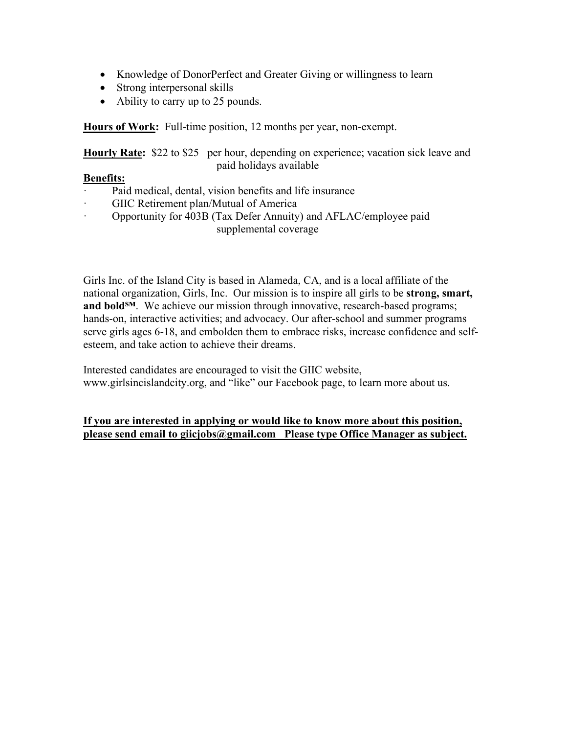- Knowledge of DonorPerfect and Greater Giving or willingness to learn
- Strong interpersonal skills
- Ability to carry up to 25 pounds.

**Hours of Work:** Full-time position, 12 months per year, non-exempt.

**Hourly Rate:** $22 to $25 per hour, depending on experience; vacation sick leave and paid holidays available

**Benefits:**

- Paid medical, dental, vision benefits and life insurance
- GIIC Retirement plan/Mutual of America
- Opportunity for 403B (Tax Defer Annuity) and AFLAC/employee paid supplemental coverage

Girls Inc. of the Island City is based in Alameda, CA, and is a local affiliate of the national organization, Girls, Inc. Our mission is to inspire all girls to be **strong, smart, and bold℠**. We achieve our mission through innovative, research-based programs; hands-on, interactive activities; and advocacy. Our after-school and summer programs serve girls ages 6-18, and embolden them to embrace risks, increase confidence and self-esteem, and take action to achieve their dreams.

Interested candidates are encouraged to visit the GIIC website, www.girlsincislandcity.org, and "like" our Facebook page, to learn more about us.

**If you are interested in applying or would like to know more about this position, please send email to giicjobs@gmail.com Please type Office Manager as subject.**